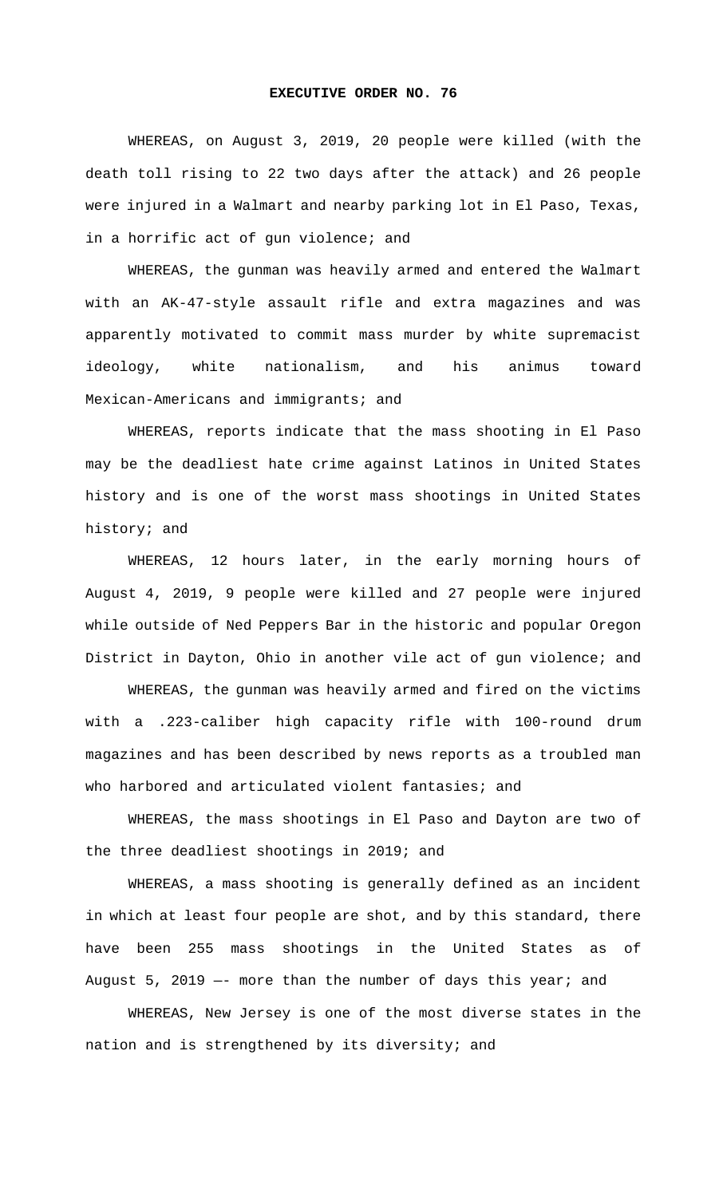# EXECUTIVE ORDER NO. 76

WHEREAS, on August 3, 2019, 20 people were killed (with the death toll rising to 22 two days after the attack) and 26 people were injured in a Walmart and nearby parking lot in El Paso, Texas, in a horrific act of gun violence; and

WHEREAS, the gunman was heavily armed and entered the Walmart with an AK-47-style assault rifle and extra magazines and was apparently motivated to commit mass murder by white supremacist ideology, white nationalism, and his animus toward Mexican-Americans and immigrants; and

WHEREAS, reports indicate that the mass shooting in El Paso may be the deadliest hate crime against Latinos in United States history and is one of the worst mass shootings in United States history; and

WHEREAS, 12 hours later, in the early morning hours of August 4, 2019, 9 people were killed and 27 people were injured while outside of Ned Peppers Bar in the historic and popular Oregon District in Dayton, Ohio in another vile act of gun violence; and

WHEREAS, the gunman was heavily armed and fired on the victims with a .223-caliber high capacity rifle with 100-round drum magazines and has been described by news reports as a troubled man who harbored and articulated violent fantasies; and

WHEREAS, the mass shootings in El Paso and Dayton are two of the three deadliest shootings in 2019; and

WHEREAS, a mass shooting is generally defined as an incident in which at least four people are shot, and by this standard, there have been 255 mass shootings in the United States as of August 5, 2019 —- more than the number of days this year; and

WHEREAS, New Jersey is one of the most diverse states in the nation and is strengthened by its diversity; and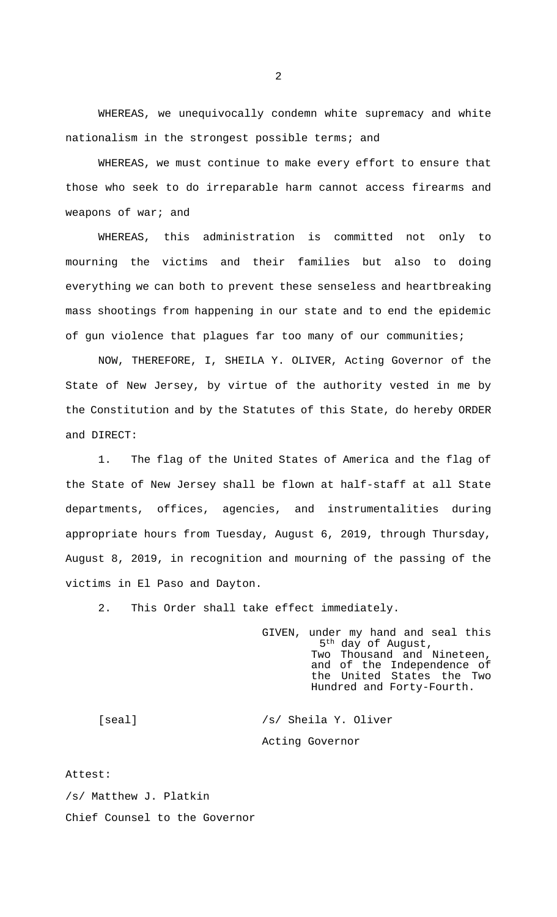WHEREAS, we unequivocally condemn white supremacy and white nationalism in the strongest possible terms; and

WHEREAS, we must continue to make every effort to ensure that those who seek to do irreparable harm cannot access firearms and weapons of war; and

WHEREAS, this administration is committed not only to mourning the victims and their families but also to doing everything we can both to prevent these senseless and heartbreaking mass shootings from happening in our state and to end the epidemic of gun violence that plagues far too many of our communities;

NOW, THEREFORE, I, SHEILA Y. OLIVER, Acting Governor of the State of New Jersey, by virtue of the authority vested in me by the Constitution and by the Statutes of this State, do hereby ORDER and DIRECT:

1. The flag of the United States of America and the flag of the State of New Jersey shall be flown at half-staff at all State departments, offices, agencies, and instrumentalities during appropriate hours from Tuesday, August 6, 2019, through Thursday, August 8, 2019, in recognition and mourning of the passing of the victims in El Paso and Dayton.

2. This Order shall take effect immediately.

GIVEN, under my hand and seal this 5th day of August, Two Thousand and Nineteen, and of the Independence of the United States the Two Hundred and Forty-Fourth.

[seal]

/s/ Sheila Y. Oliver

Acting Governor

Attest:

/s/ Matthew J. Platkin

Chief Counsel to the Governor